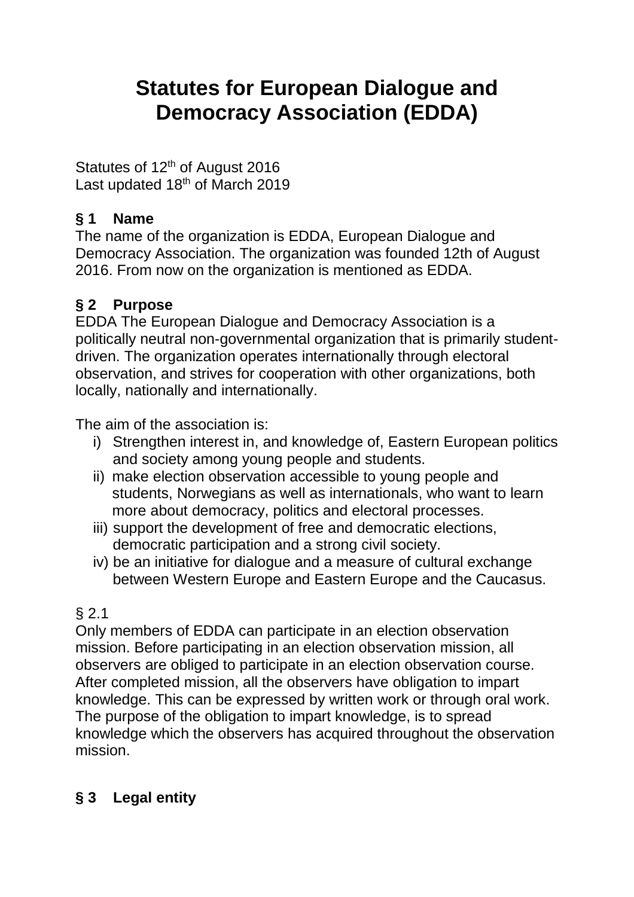# Statutes for European Dialogue and Democracy Association (EDDA)

Statutes of 12th of August 2016
Last updated 18th of March 2019

## § 1 Name

The name of the organization is EDDA, European Dialogue and Democracy Association. The organization was founded 12th of August 2016. From now on the organization is mentioned as EDDA.

## § 2 Purpose

EDDA The European Dialogue and Democracy Association is a politically neutral non-governmental organization that is primarily student-driven. The organization operates internationally through electoral observation, and strives for cooperation with other organizations, both locally, nationally and internationally.

The aim of the association is:

i) Strengthen interest in, and knowledge of, Eastern European politics and society among young people and students.
ii) make election observation accessible to young people and students, Norwegians as well as internationals, who want to learn more about democracy, politics and electoral processes.
iii) support the development of free and democratic elections, democratic participation and a strong civil society.
iv) be an initiative for dialogue and a measure of cultural exchange between Western Europe and Eastern Europe and the Caucasus.

§ 2.1

Only members of EDDA can participate in an election observation mission. Before participating in an election observation mission, all observers are obliged to participate in an election observation course. After completed mission, all the observers have obligation to impart knowledge. This can be expressed by written work or through oral work. The purpose of the obligation to impart knowledge, is to spread knowledge which the observers has acquired throughout the observation mission.

## § 3 Legal entity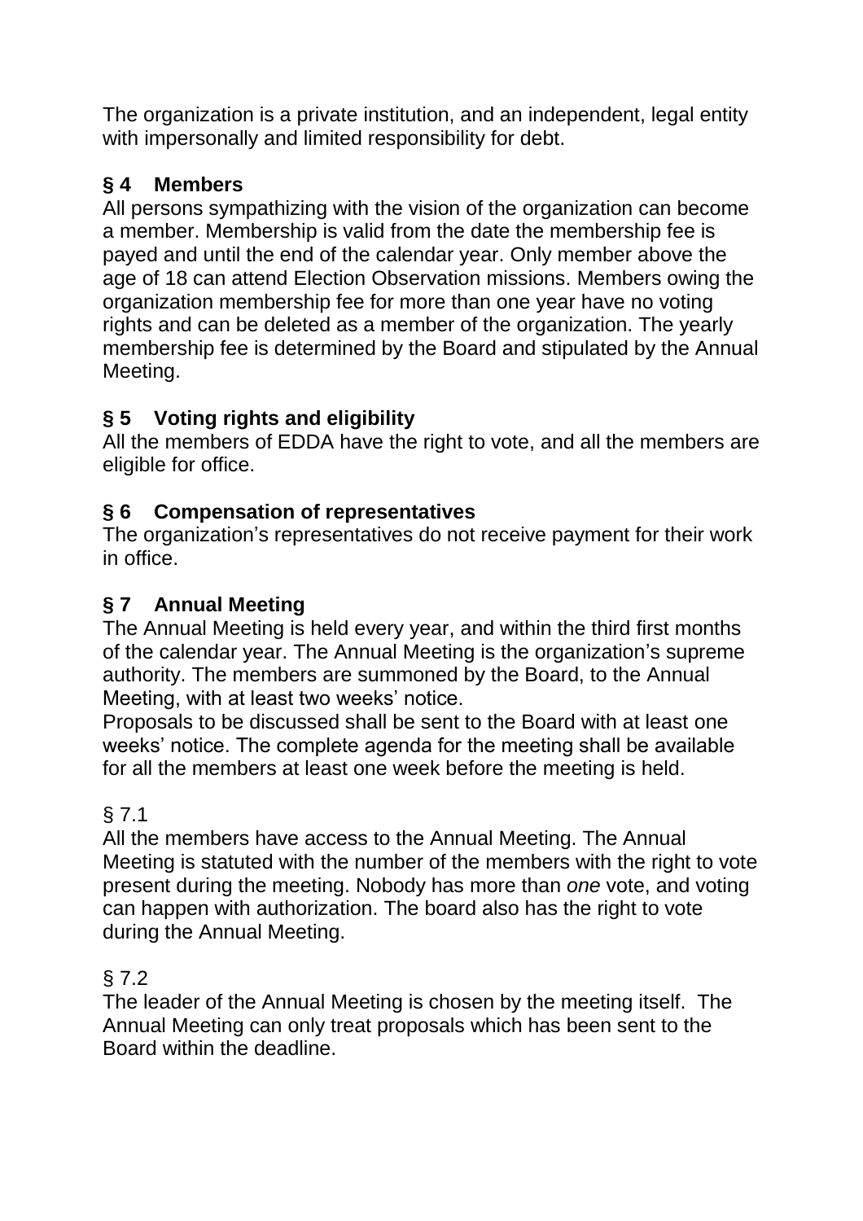The organization is a private institution, and an independent, legal entity with impersonally and limited responsibility for debt.

## § 4 Members

All persons sympathizing with the vision of the organization can become a member. Membership is valid from the date the membership fee is payed and until the end of the calendar year. Only member above the age of 18 can attend Election Observation missions. Members owing the organization membership fee for more than one year have no voting rights and can be deleted as a member of the organization. The yearly membership fee is determined by the Board and stipulated by the Annual Meeting.

## § 5 Voting rights and eligibility

All the members of EDDA have the right to vote, and all the members are eligible for office.

## § 6 Compensation of representatives

The organization's representatives do not receive payment for their work in office.

## § 7 Annual Meeting

The Annual Meeting is held every year, and within the third first months of the calendar year. The Annual Meeting is the organization's supreme authority. The members are summoned by the Board, to the Annual Meeting, with at least two weeks' notice.
Proposals to be discussed shall be sent to the Board with at least one weeks' notice. The complete agenda for the meeting shall be available for all the members at least one week before the meeting is held.

§ 7.1

All the members have access to the Annual Meeting. The Annual Meeting is statuted with the number of the members with the right to vote present during the meeting. Nobody has more than *one* vote, and voting can happen with authorization. The board also has the right to vote during the Annual Meeting.

§ 7.2

The leader of the Annual Meeting is chosen by the meeting itself. The Annual Meeting can only treat proposals which has been sent to the Board within the deadline.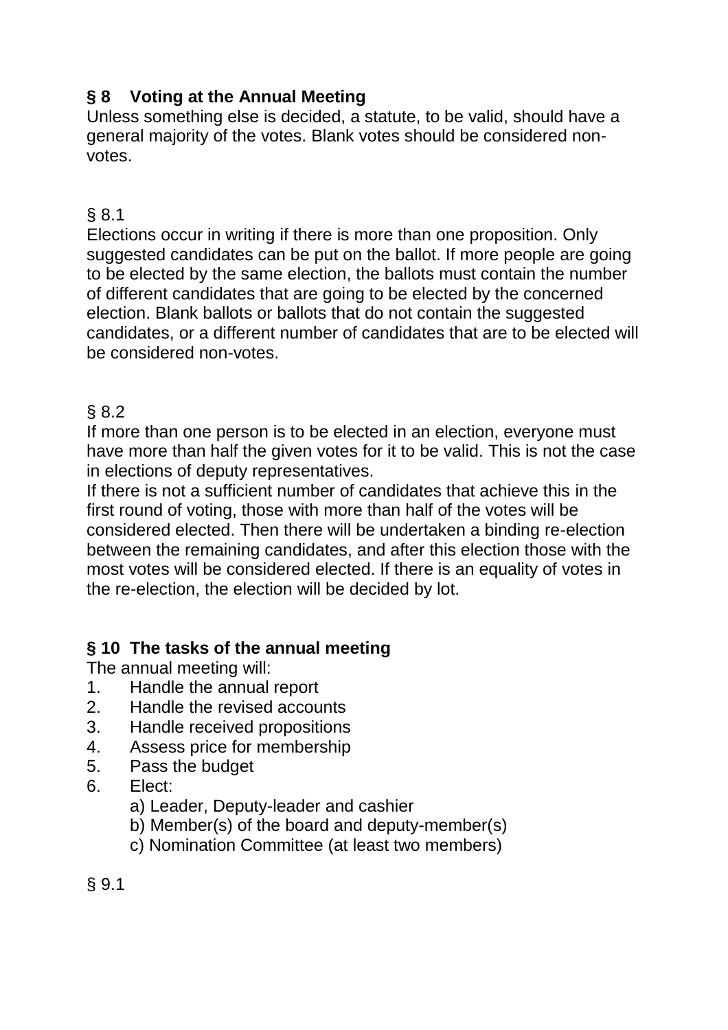**§ 8 Voting at the Annual Meeting**

Unless something else is decided, a statute, to be valid, should have a general majority of the votes. Blank votes should be considered non-votes.

§ 8.1

Elections occur in writing if there is more than one proposition. Only suggested candidates can be put on the ballot. If more people are going to be elected by the same election, the ballots must contain the number of different candidates that are going to be elected by the concerned election. Blank ballots or ballots that do not contain the suggested candidates, or a different number of candidates that are to be elected will be considered non-votes.

§ 8.2

If more than one person is to be elected in an election, everyone must have more than half the given votes for it to be valid. This is not the case in elections of deputy representatives.

If there is not a sufficient number of candidates that achieve this in the first round of voting, those with more than half of the votes will be considered elected. Then there will be undertaken a binding re-election between the remaining candidates, and after this election those with the most votes will be considered elected. If there is an equality of votes in the re-election, the election will be decided by lot.

**§ 10 The tasks of the annual meeting**

The annual meeting will:

1. Handle the annual report
2. Handle the revised accounts
3. Handle received propositions
4. Assess price for membership
5. Pass the budget
6. Elect:
   a) Leader, Deputy-leader and cashier
   b) Member(s) of the board and deputy-member(s)
   c) Nomination Committee (at least two members)

§ 9.1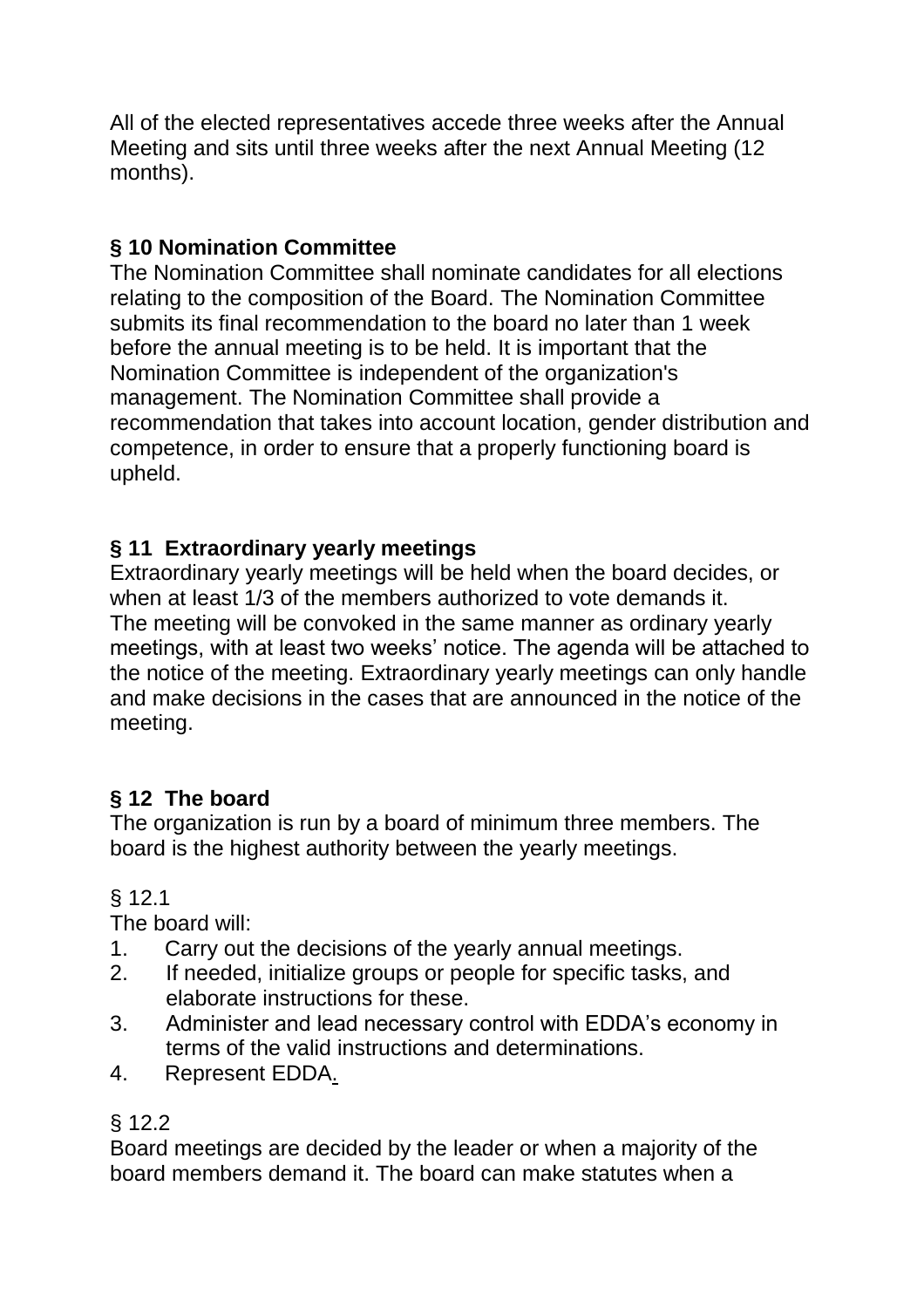All of the elected representatives accede three weeks after the Annual Meeting and sits until three weeks after the next Annual Meeting (12 months).

## § 10 Nomination Committee

The Nomination Committee shall nominate candidates for all elections relating to the composition of the Board. The Nomination Committee submits its final recommendation to the board no later than 1 week before the annual meeting is to be held. It is important that the Nomination Committee is independent of the organization's management. The Nomination Committee shall provide a recommendation that takes into account location, gender distribution and competence, in order to ensure that a properly functioning board is upheld.

## § 11 Extraordinary yearly meetings

Extraordinary yearly meetings will be held when the board decides, or when at least 1/3 of the members authorized to vote demands it. The meeting will be convoked in the same manner as ordinary yearly meetings, with at least two weeks' notice. The agenda will be attached to the notice of the meeting. Extraordinary yearly meetings can only handle and make decisions in the cases that are announced in the notice of the meeting.

## § 12 The board

The organization is run by a board of minimum three members. The board is the highest authority between the yearly meetings.

§ 12.1

The board will:

1. Carry out the decisions of the yearly annual meetings.
2. If needed, initialize groups or people for specific tasks, and elaborate instructions for these.
3. Administer and lead necessary control with EDDA's economy in terms of the valid instructions and determinations.
4. Represent EDDA.

§ 12.2

Board meetings are decided by the leader or when a majority of the board members demand it. The board can make statutes when a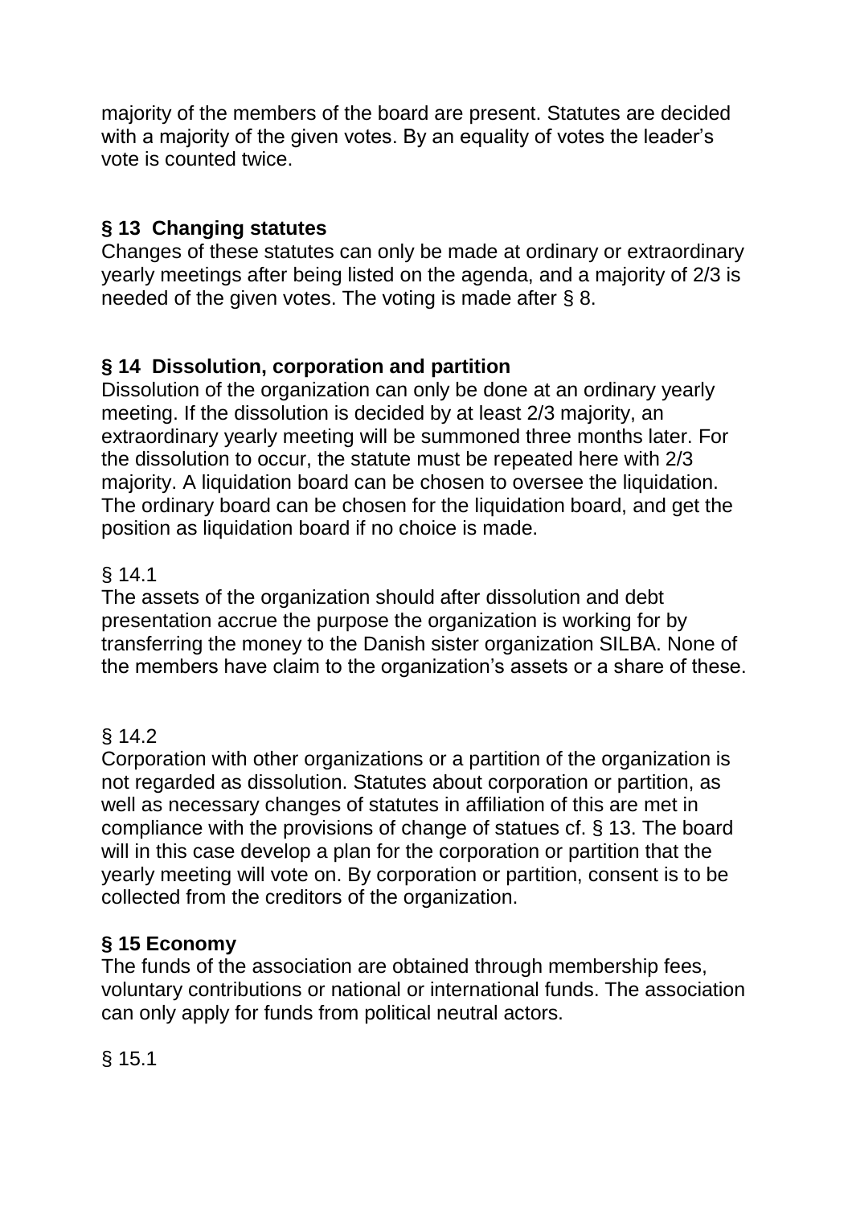majority of the members of the board are present. Statutes are decided with a majority of the given votes. By an equality of votes the leader's vote is counted twice.

## § 13 Changing statutes

Changes of these statutes can only be made at ordinary or extraordinary yearly meetings after being listed on the agenda, and a majority of 2/3 is needed of the given votes. The voting is made after § 8.

## § 14 Dissolution, corporation and partition

Dissolution of the organization can only be done at an ordinary yearly meeting. If the dissolution is decided by at least 2/3 majority, an extraordinary yearly meeting will be summoned three months later. For the dissolution to occur, the statute must be repeated here with 2/3 majority. A liquidation board can be chosen to oversee the liquidation. The ordinary board can be chosen for the liquidation board, and get the position as liquidation board if no choice is made.

§ 14.1

The assets of the organization should after dissolution and debt presentation accrue the purpose the organization is working for by transferring the money to the Danish sister organization SILBA. None of the members have claim to the organization's assets or a share of these.

§ 14.2

Corporation with other organizations or a partition of the organization is not regarded as dissolution. Statutes about corporation or partition, as well as necessary changes of statutes in affiliation of this are met in compliance with the provisions of change of statues cf. § 13. The board will in this case develop a plan for the corporation or partition that the yearly meeting will vote on. By corporation or partition, consent is to be collected from the creditors of the organization.

## § 15 Economy

The funds of the association are obtained through membership fees, voluntary contributions or national or international funds. The association can only apply for funds from political neutral actors.

§ 15.1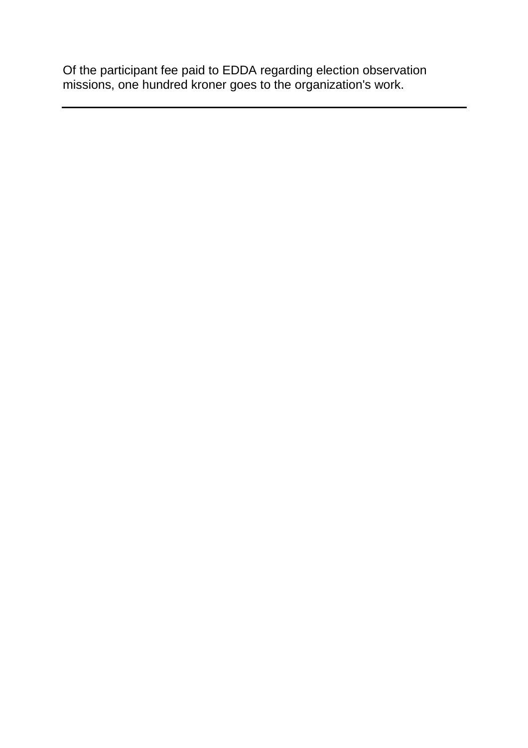Of the participant fee paid to EDDA regarding election observation missions, one hundred kroner goes to the organization's work.

---